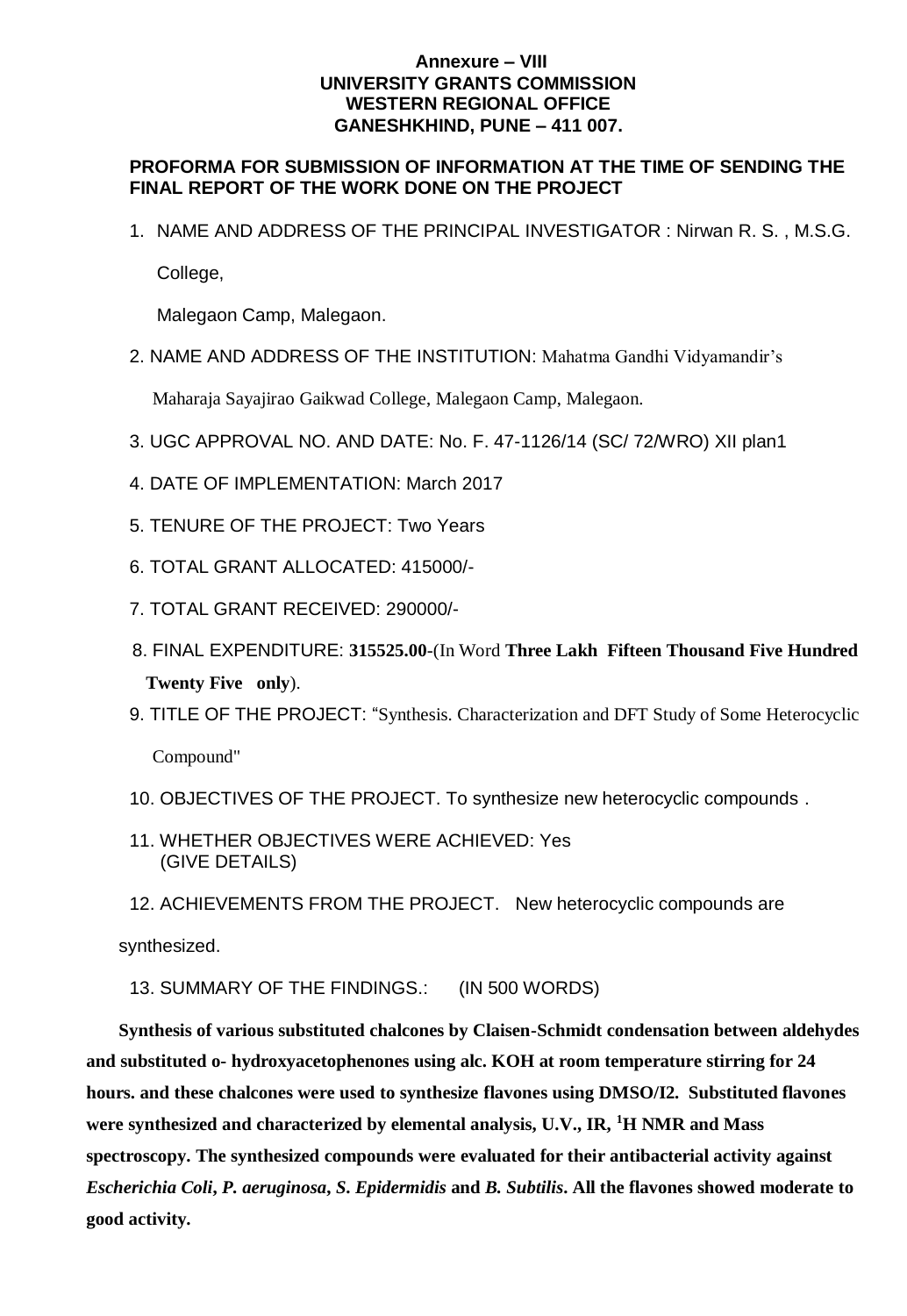**Annexure – VIII**
**UNIVERSITY GRANTS COMMISSION**
**WESTERN REGIONAL OFFICE**
**GANESHKHIND, PUNE – 411 007.**

**PROFORMA FOR SUBMISSION OF INFORMATION AT THE TIME OF SENDING THE FINAL REPORT OF THE WORK DONE ON THE PROJECT**

1. NAME AND ADDRESS OF THE PRINCIPAL INVESTIGATOR : Nirwan R. S. , M.S.G. College,

   Malegaon Camp, Malegaon.

2. NAME AND ADDRESS OF THE INSTITUTION: Mahatma Gandhi Vidyamandir's Maharaja Sayajirao Gaikwad College, Malegaon Camp, Malegaon.

3. UGC APPROVAL NO. AND DATE: No. F. 47-1126/14 (SC/ 72/WRO) XII plan1

4. DATE OF IMPLEMENTATION: March 2017

5. TENURE OF THE PROJECT: Two Years

6. TOTAL GRANT ALLOCATED: 415000/-

7. TOTAL GRANT RECEIVED: 290000/-

8. FINAL EXPENDITURE: **315525.00**-(In Word **Three Lakh Fifteen Thousand Five Hundred Twenty Five only**).

9. TITLE OF THE PROJECT: "Synthesis. Characterization and DFT Study of Some Heterocyclic Compound"

10. OBJECTIVES OF THE PROJECT. To synthesize new heterocyclic compounds .

11. WHETHER OBJECTIVES WERE ACHIEVED: Yes
    (GIVE DETAILS)

12. ACHIEVEMENTS FROM THE PROJECT. New heterocyclic compounds are synthesized.

13. SUMMARY OF THE FINDINGS.: (IN 500 WORDS)

**Synthesis of various substituted chalcones by Claisen-Schmidt condensation between aldehydes and substituted o- hydroxyacetophenones using alc. KOH at room temperature stirring for 24 hours. and these chalcones were used to synthesize flavones using DMSO/I2. Substituted flavones were synthesized and characterized by elemental analysis, U.V., IR, $^{1}$H NMR and Mass spectroscopy. The synthesized compounds were evaluated for their antibacterial activity against *Escherichia Coli*, *P. aeruginosa*, *S. Epidermidis* and *B. Subtilis*. All the flavones showed moderate to good activity.**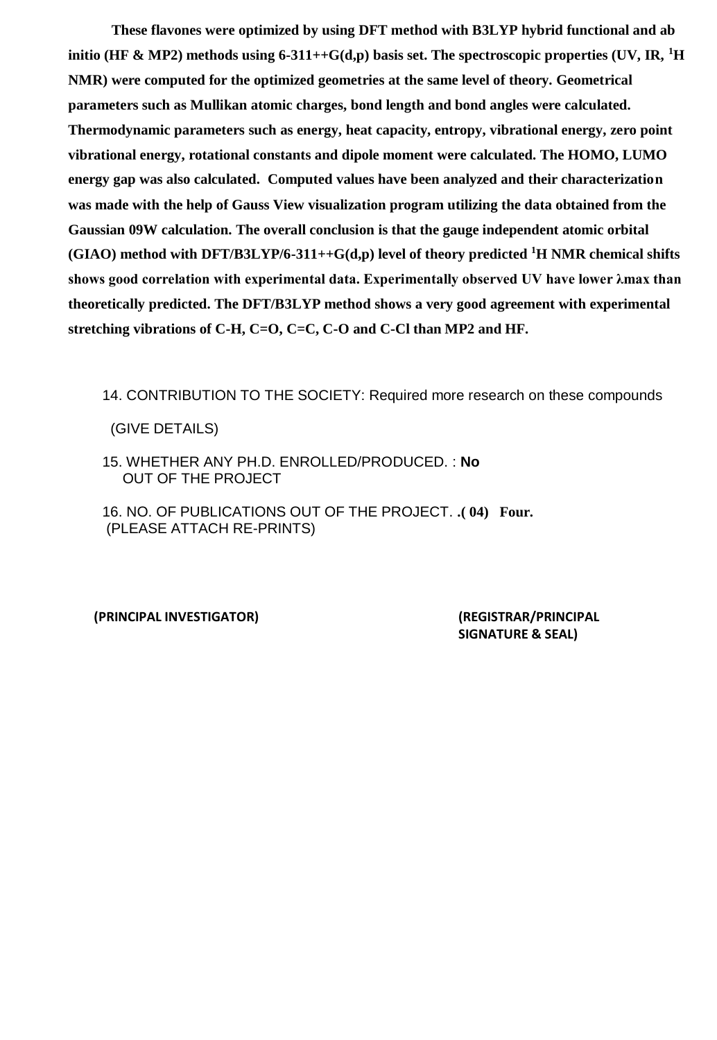**These flavones were optimized by using DFT method with B3LYP hybrid functional and ab initio (HF & MP2) methods using 6-311++G(d,p) basis set. The spectroscopic properties (UV, IR, $^{1}$H NMR) were computed for the optimized geometries at the same level of theory. Geometrical parameters such as Mullikan atomic charges, bond length and bond angles were calculated. Thermodynamic parameters such as energy, heat capacity, entropy, vibrational energy, zero point vibrational energy, rotational constants and dipole moment were calculated. The HOMO, LUMO energy gap was also calculated. Computed values have been analyzed and their characterization was made with the help of Gauss View visualization program utilizing the data obtained from the Gaussian 09W calculation. The overall conclusion is that the gauge independent atomic orbital (GIAO) method with DFT/B3LYP/6-311++G(d,p) level of theory predicted $^{1}$H NMR chemical shifts shows good correlation with experimental data. Experimentally observed UV have lower λmax than theoretically predicted. The DFT/B3LYP method shows a very good agreement with experimental stretching vibrations of C-H, C=O, C=C, C-O and C-Cl than MP2 and HF.**

14. CONTRIBUTION TO THE SOCIETY: Required more research on these compounds
    (GIVE DETAILS)

15. WHETHER ANY PH.D. ENROLLED/PRODUCED. : **No**
    OUT OF THE PROJECT

16. NO. OF PUBLICATIONS OUT OF THE PROJECT. **.( 04) Four.**
    (PLEASE ATTACH RE-PRINTS)

**(PRINCIPAL INVESTIGATOR)**

**(REGISTRAR/PRINCIPAL SIGNATURE & SEAL)**